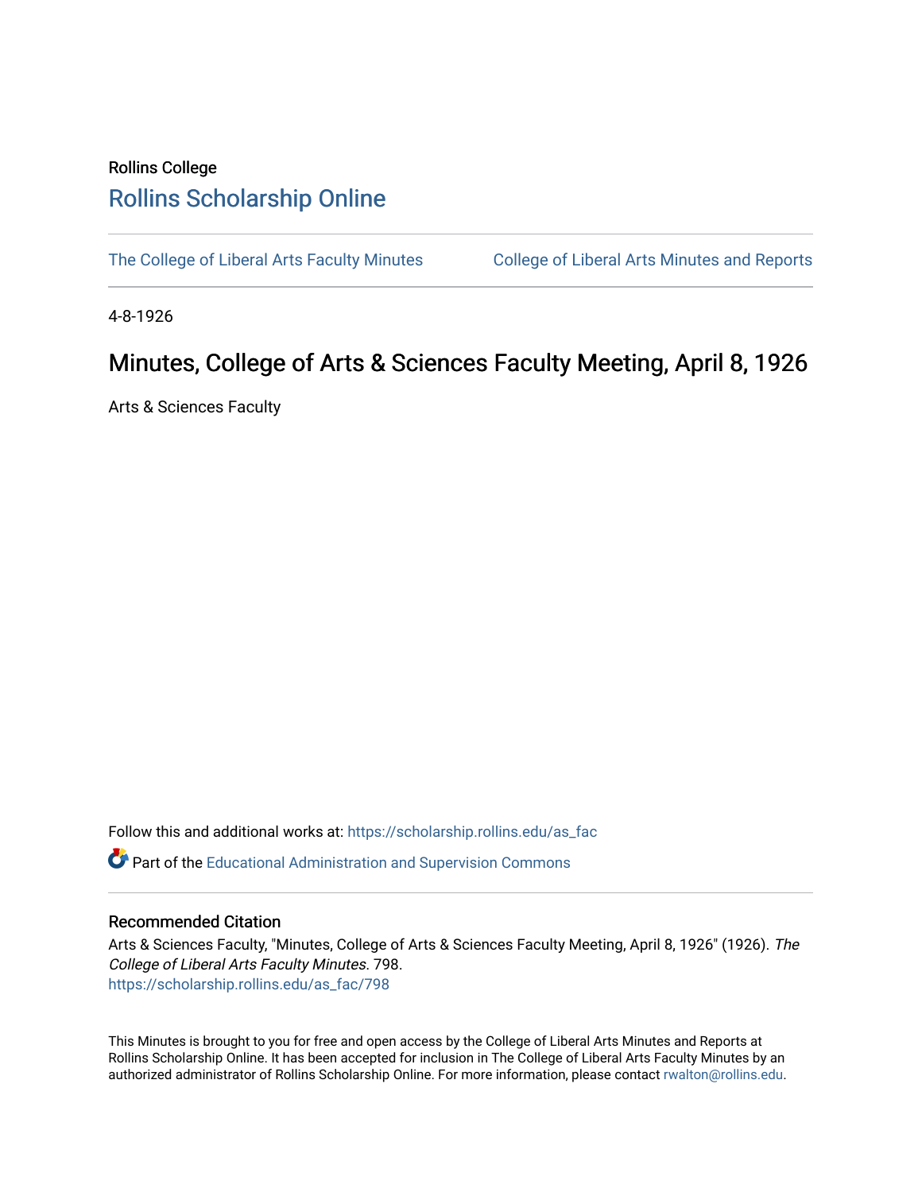Rollins College

# Rollins Scholarship Online

The College of Liberal Arts Faculty Minutes    College of Liberal Arts Minutes and Reports

4-8-1926

## Minutes, College of Arts & Sciences Faculty Meeting, April 8, 1926

Arts & Sciences Faculty

Follow this and additional works at: https://scholarship.rollins.edu/as_fac

Part of the Educational Administration and Supervision Commons

### Recommended Citation

Arts & Sciences Faculty, "Minutes, College of Arts & Sciences Faculty Meeting, April 8, 1926" (1926). *The College of Liberal Arts Faculty Minutes*. 798.
https://scholarship.rollins.edu/as_fac/798

This Minutes is brought to you for free and open access by the College of Liberal Arts Minutes and Reports at Rollins Scholarship Online. It has been accepted for inclusion in The College of Liberal Arts Faculty Minutes by an authorized administrator of Rollins Scholarship Online. For more information, please contact rwalton@rollins.edu.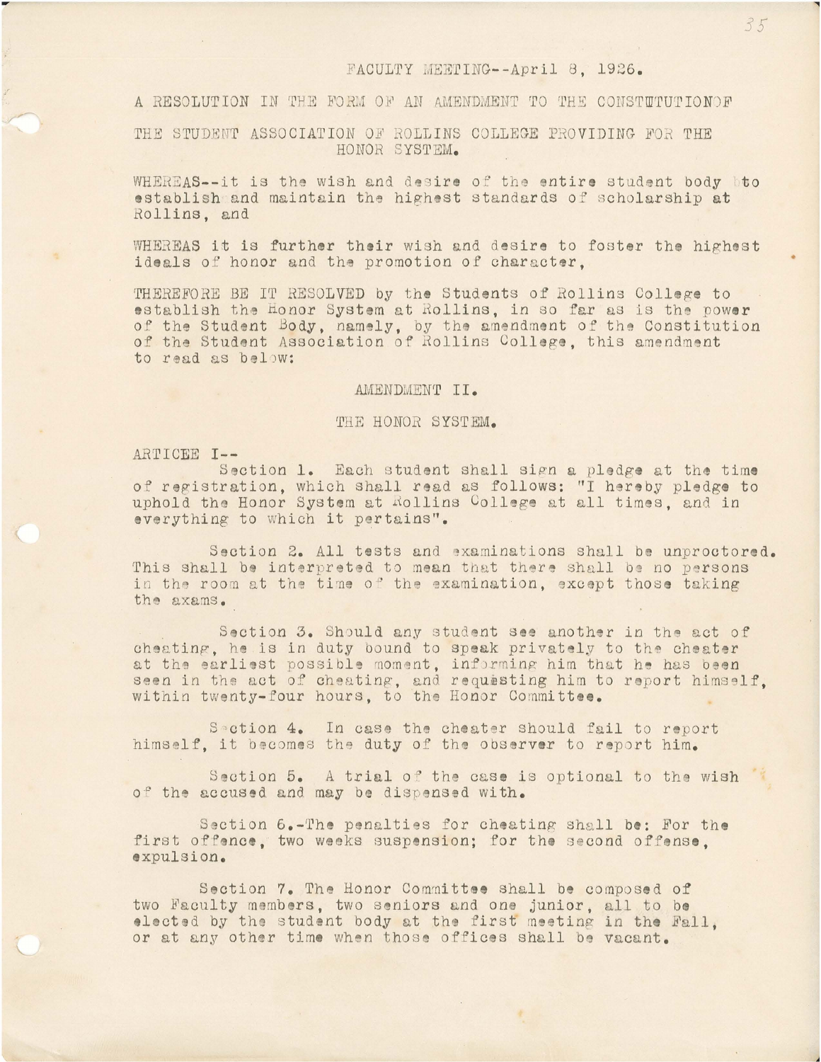FACULTY MEETING--April 8, 1926.

A RESOLUTION IN THE FORM OF AN AMENDMENT TO THE CONSTITUTIONOF THE STUDENT ASSOCIATION OF ROLLINS COLLEGE PROVIDING FOR THE HONOR SYSTEM.

WHEREAS--it is the wish and desire of the entire student body to establish and maintain the highest standards of scholarship at Rollins, and

WHEREAS it is further their wish and desire to foster the highest ideals of honor and the promotion of character,

THEREFORE BE IT RESOLVED by the Students of Rollins College to establish the Honor System at Rollins, in so far as is the power of the Student Body, namely, by the amendment of the Constitution of the Student Association of Rollins College, this amendment to read as below:

AMENDMENT II.

THE HONOR SYSTEM.

ARTICEE I--

Section 1. Each student shall sign a pledge at the time of registration, which shall read as follows: "I hereby pledge to uphold the Honor System at Rollins College at all times, and in everything to which it pertains".

Section 2. All tests and examinations shall be unproctored. This shall be interpreted to mean that there shall be no persons in the room at the time of the examination, except those taking the exams.

Section 3. Should any student see another in the act of cheating, he is in duty bound to speak privately to the cheater at the earliest possible moment, informing him that he has been seen in the act of cheating, and requesting him to report himself, within twenty-four hours, to the Honor Committee.

Section 4. In case the cheater should fail to report himself, it becomes the duty of the observer to report him.

Section 5. A trial of the case is optional to the wish of the accused and may be dispensed with.

Section 6.-The penalties for cheating shall be: For the first offence, two weeks suspension; for the second offense, expulsion.

Section 7. The Honor Committee shall be composed of two Faculty members, two seniors and one junior, all to be elected by the student body at the first meeting in the Fall, or at any other time when those offices shall be vacant.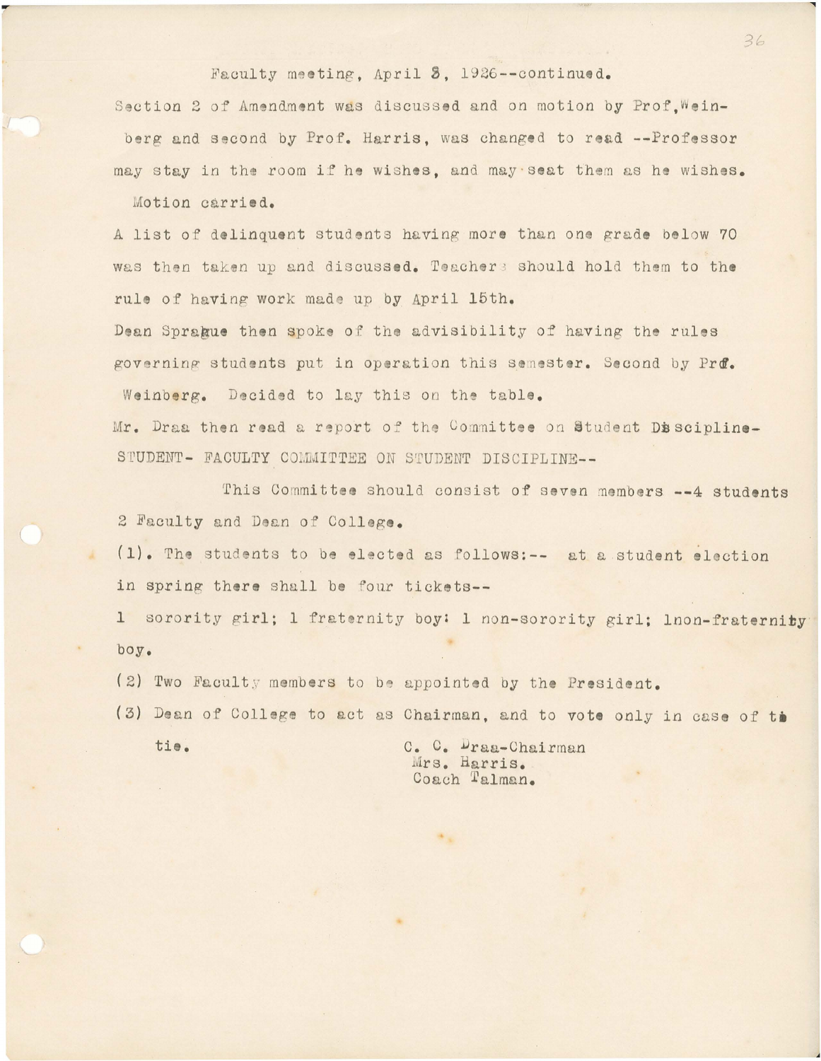Faculty meeting, April 8, 1926--continued.

Section 2 of Amendment was discussed and on motion by Prof. Weinberg and second by Prof. Harris, was changed to read --Professor may stay in the room if he wishes, and may seat them as he wishes. Motion carried.

A list of delinquent students having more than one grade below 70 was then taken up and discussed. Teachers should hold them to the rule of having work made up by April 15th.

Dean Sprague then spoke of the advisibility of having the rules governing students put in operation this semester. Second by Prof. Weinberg. Decided to lay this on the table.

Mr. Draa then read a report of the Committee on Student Discipline-

STUDENT- FACULTY COMMITTEE ON STUDENT DISCIPLINE--

This Committee should consist of seven members --4 students 2 Faculty and Dean of College.

(1). The students to be elected as follows:-- at a student election in spring there shall be four tickets--

1 sorority girl; 1 fraternity boy: 1 non-sorority girl; 1non-fraternity boy.

(2) Two Faculty members to be appointed by the President.

(3) Dean of College to act as Chairman, and to vote only in case of tie.

C. C. Draa-Chairman
Mrs. Harris.
Coach Talman.